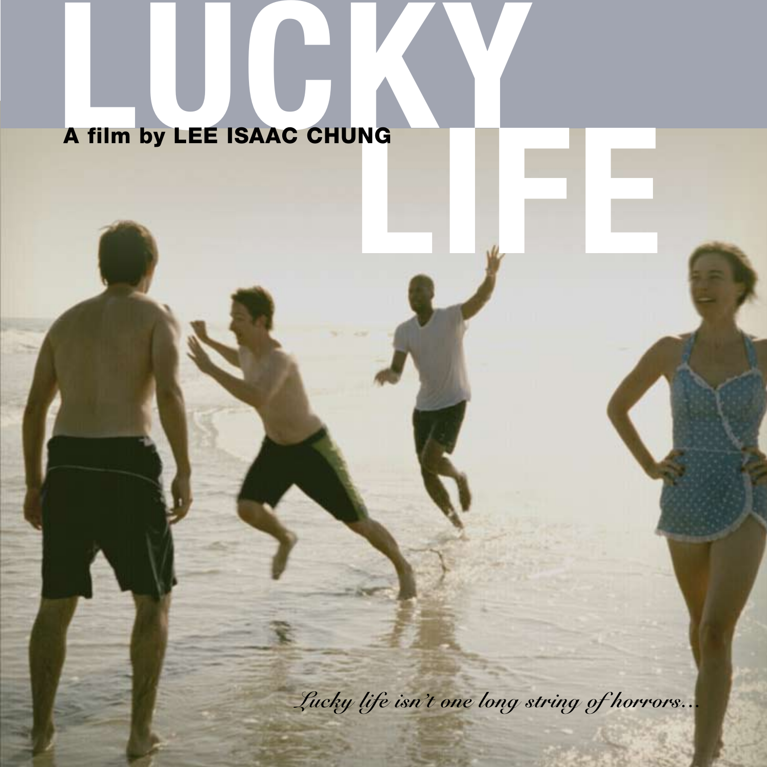# LUCKY LIFE

**A film by LEE ISAAC CHUNG**

*Lucky life isn't one long string of horrors...*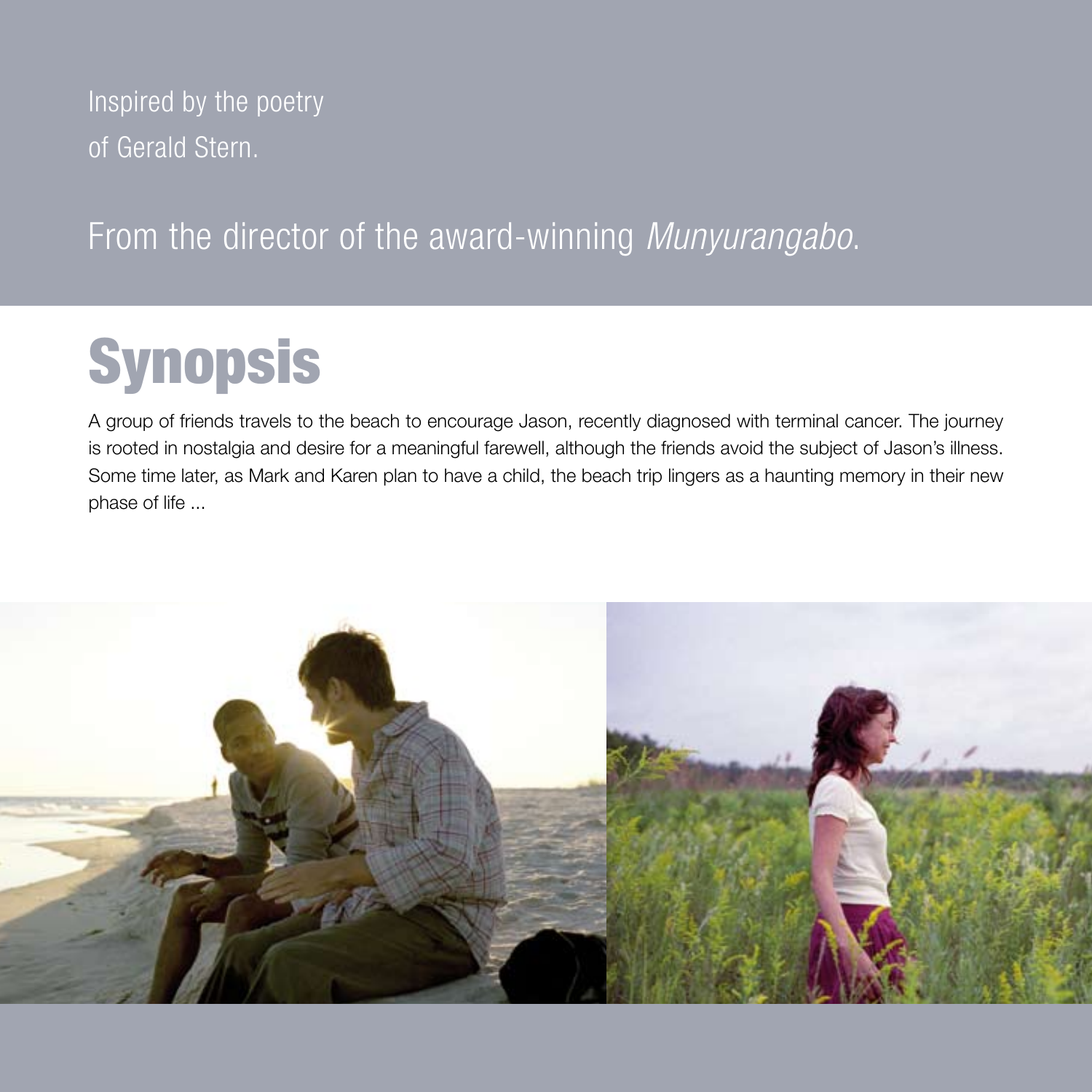Inspired by the poetry of Gerald Stern.

From the director of the award-winning *Munyurangabo*.

# Synopsis

A group of friends travels to the beach to encourage Jason, recently diagnosed with terminal cancer. The journey is rooted in nostalgia and desire for a meaningful farewell, although the friends avoid the subject of Jason's illness. Some time later, as Mark and Karen plan to have a child, the beach trip lingers as a haunting memory in their new phase of life ...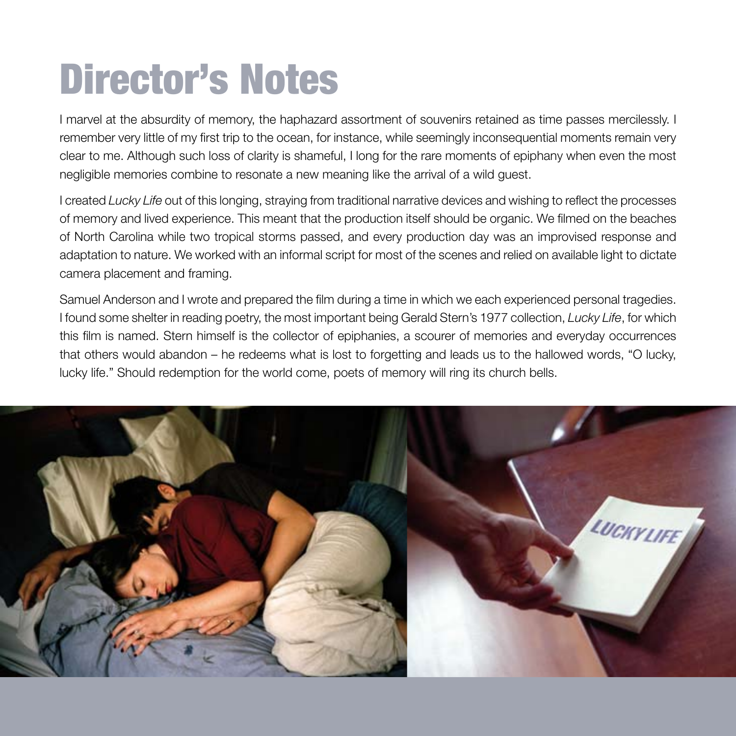# Director's Notes

I marvel at the absurdity of memory, the haphazard assortment of souvenirs retained as time passes mercilessly. I remember very little of my first trip to the ocean, for instance, while seemingly inconsequential moments remain very clear to me. Although such loss of clarity is shameful, I long for the rare moments of epiphany when even the most negligible memories combine to resonate a new meaning like the arrival of a wild guest.

I created *Lucky Life* out of this longing, straying from traditional narrative devices and wishing to reflect the processes of memory and lived experience. This meant that the production itself should be organic. We filmed on the beaches of North Carolina while two tropical storms passed, and every production day was an improvised response and adaptation to nature. We worked with an informal script for most of the scenes and relied on available light to dictate camera placement and framing.

Samuel Anderson and I wrote and prepared the film during a time in which we each experienced personal tragedies. I found some shelter in reading poetry, the most important being Gerald Stern's 1977 collection, *Lucky Life*, for which this film is named. Stern himself is the collector of epiphanies, a scourer of memories and everyday occurrences that others would abandon – he redeems what is lost to forgetting and leads us to the hallowed words, "O lucky, lucky life." Should redemption for the world come, poets of memory will ring its church bells.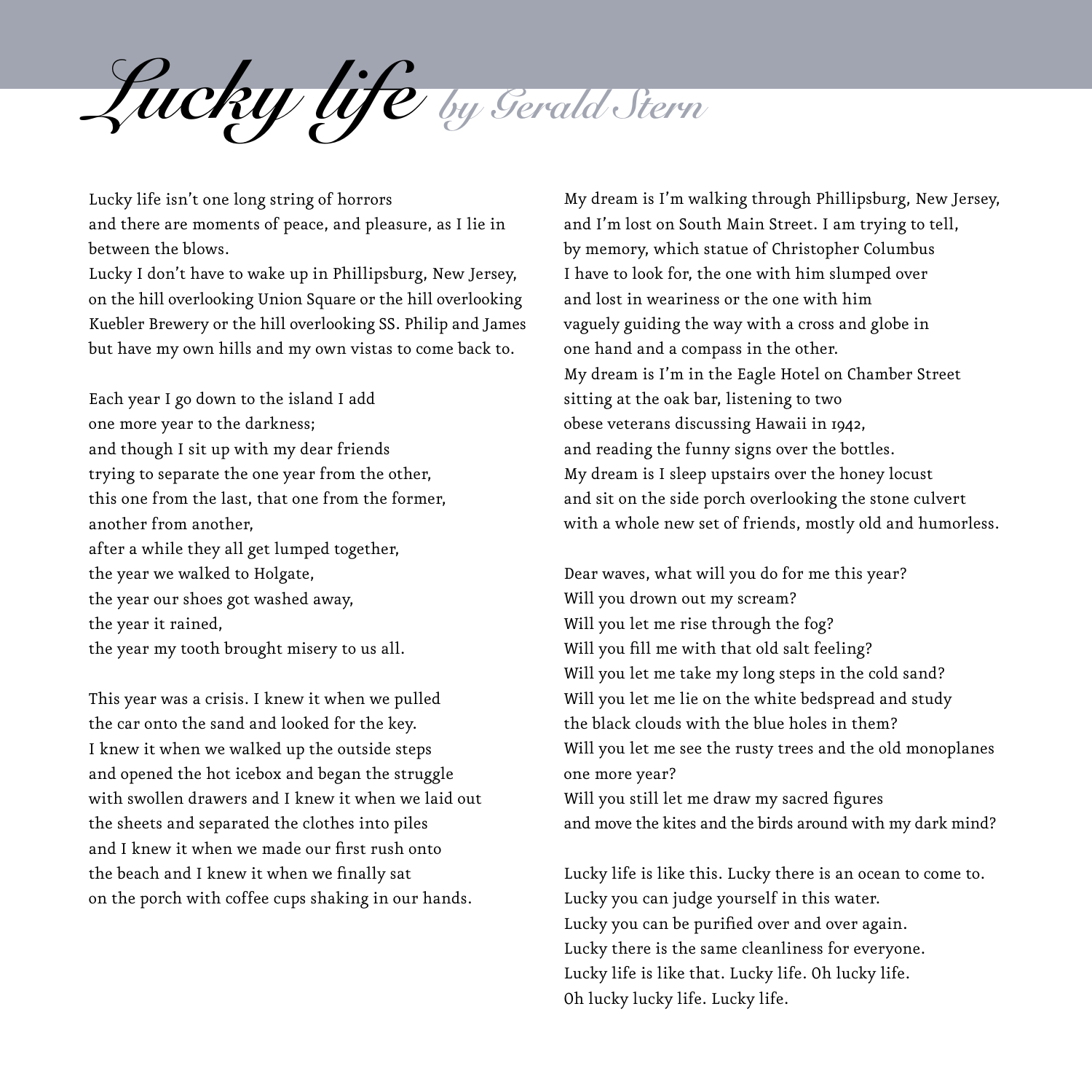# *Lucky life* *by Gerald Stern*

Lucky life isn't one long string of horrors
and there are moments of peace, and pleasure, as I lie in
between the blows.
Lucky I don't have to wake up in Phillipsburg, New Jersey,
on the hill overlooking Union Square or the hill overlooking
Kuebler Brewery or the hill overlooking SS. Philip and James
but have my own hills and my own vistas to come back to.

Each year I go down to the island I add
one more year to the darkness;
and though I sit up with my dear friends
trying to separate the one year from the other,
this one from the last, that one from the former,
another from another,
after a while they all get lumped together,
the year we walked to Holgate,
the year our shoes got washed away,
the year it rained,
the year my tooth brought misery to us all.

This year was a crisis. I knew it when we pulled
the car onto the sand and looked for the key.
I knew it when we walked up the outside steps
and opened the hot icebox and began the struggle
with swollen drawers and I knew it when we laid out
the sheets and separated the clothes into piles
and I knew it when we made our first rush onto
the beach and I knew it when we finally sat
on the porch with coffee cups shaking in our hands.

My dream is I'm walking through Phillipsburg, New Jersey,
and I'm lost on South Main Street. I am trying to tell,
by memory, which statue of Christopher Columbus
I have to look for, the one with him slumped over
and lost in weariness or the one with him
vaguely guiding the way with a cross and globe in
one hand and a compass in the other.
My dream is I'm in the Eagle Hotel on Chamber Street
sitting at the oak bar, listening to two
obese veterans discussing Hawaii in 1942,
and reading the funny signs over the bottles.
My dream is I sleep upstairs over the honey locust
and sit on the side porch overlooking the stone culvert
with a whole new set of friends, mostly old and humorless.

Dear waves, what will you do for me this year?
Will you drown out my scream?
Will you let me rise through the fog?
Will you fill me with that old salt feeling?
Will you let me take my long steps in the cold sand?
Will you let me lie on the white bedspread and study
the black clouds with the blue holes in them?
Will you let me see the rusty trees and the old monoplanes
one more year?
Will you still let me draw my sacred figures
and move the kites and the birds around with my dark mind?

Lucky life is like this. Lucky there is an ocean to come to.
Lucky you can judge yourself in this water.
Lucky you can be purified over and over again.
Lucky there is the same cleanliness for everyone.
Lucky life is like that. Lucky life. Oh lucky life.
Oh lucky lucky life. Lucky life.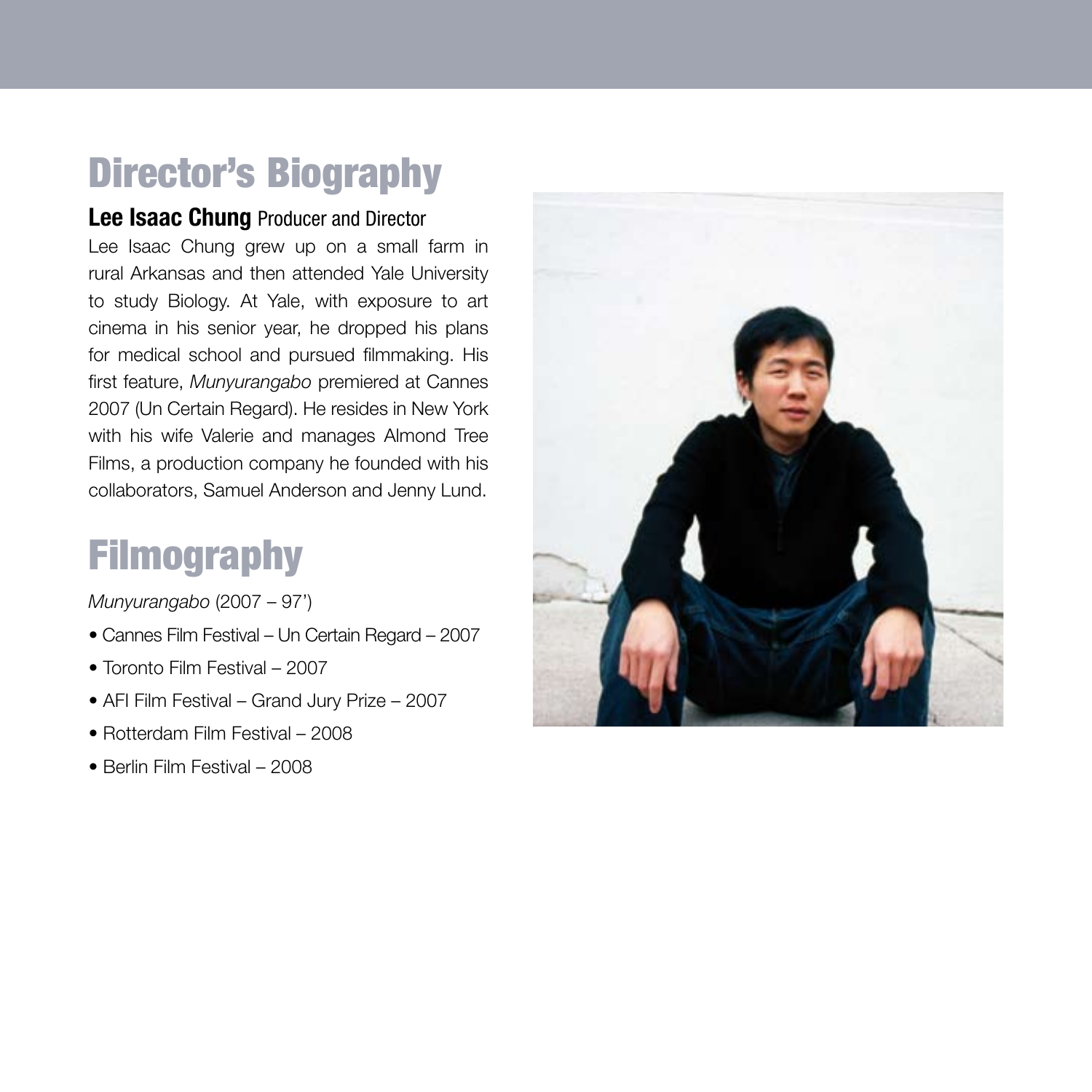# Director's Biography

**Lee Isaac Chung** Producer and Director

Lee Isaac Chung grew up on a small farm in rural Arkansas and then attended Yale University to study Biology. At Yale, with exposure to art cinema in his senior year, he dropped his plans for medical school and pursued filmmaking. His first feature, *Munyurangabo* premiered at Cannes 2007 (Un Certain Regard). He resides in New York with his wife Valerie and manages Almond Tree Films, a production company he founded with his collaborators, Samuel Anderson and Jenny Lund.

# Filmography

*Munyurangabo* (2007 – 97')

- Cannes Film Festival – Un Certain Regard – 2007
- Toronto Film Festival – 2007
- AFI Film Festival – Grand Jury Prize – 2007
- Rotterdam Film Festival – 2008
- Berlin Film Festival – 2008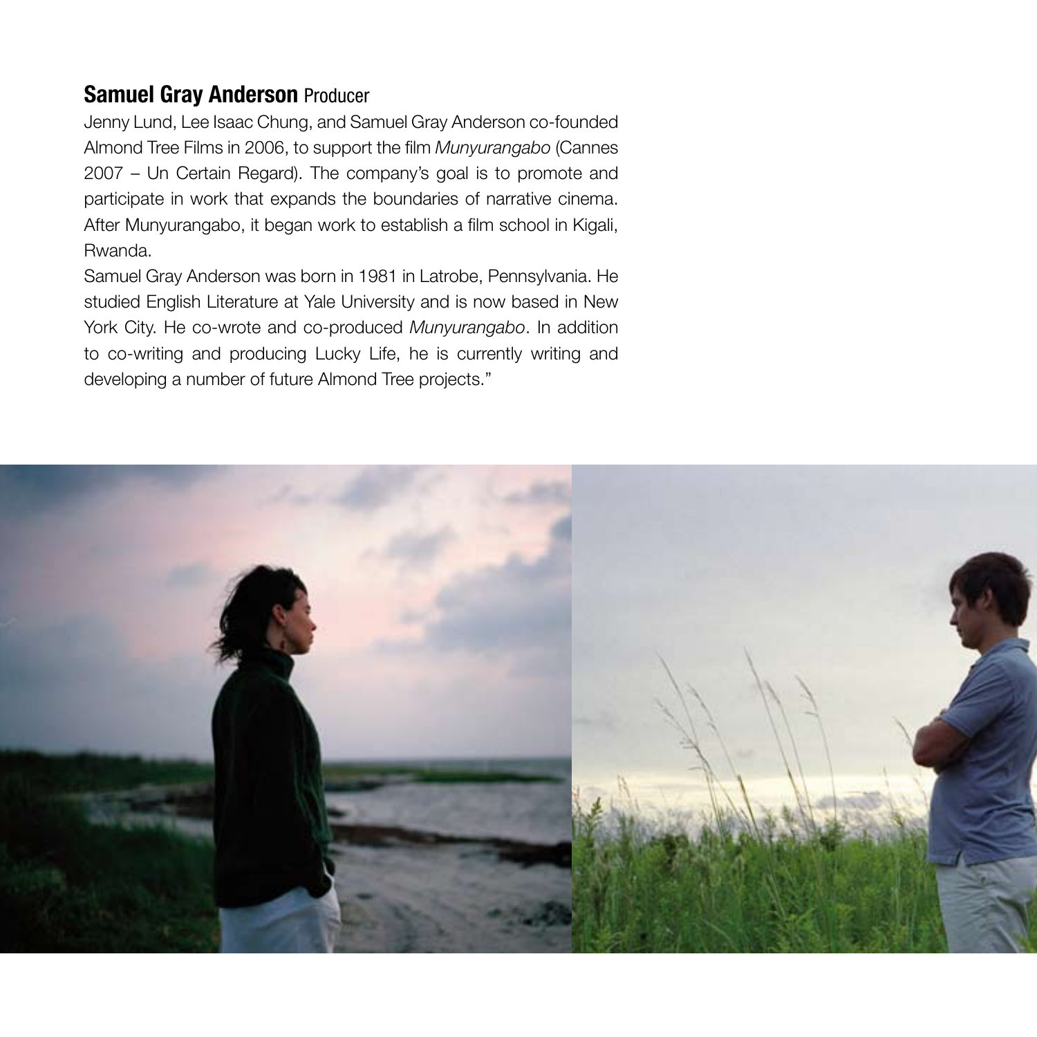## **Samuel Gray Anderson** Producer

Jenny Lund, Lee Isaac Chung, and Samuel Gray Anderson co-founded Almond Tree Films in 2006, to support the film *Munyurangabo* (Cannes 2007 – Un Certain Regard). The company's goal is to promote and participate in work that expands the boundaries of narrative cinema. After Munyurangabo, it began work to establish a film school in Kigali, Rwanda.

Samuel Gray Anderson was born in 1981 in Latrobe, Pennsylvania. He studied English Literature at Yale University and is now based in New York City. He co-wrote and co-produced *Munyurangabo*. In addition to co-writing and producing Lucky Life, he is currently writing and developing a number of future Almond Tree projects."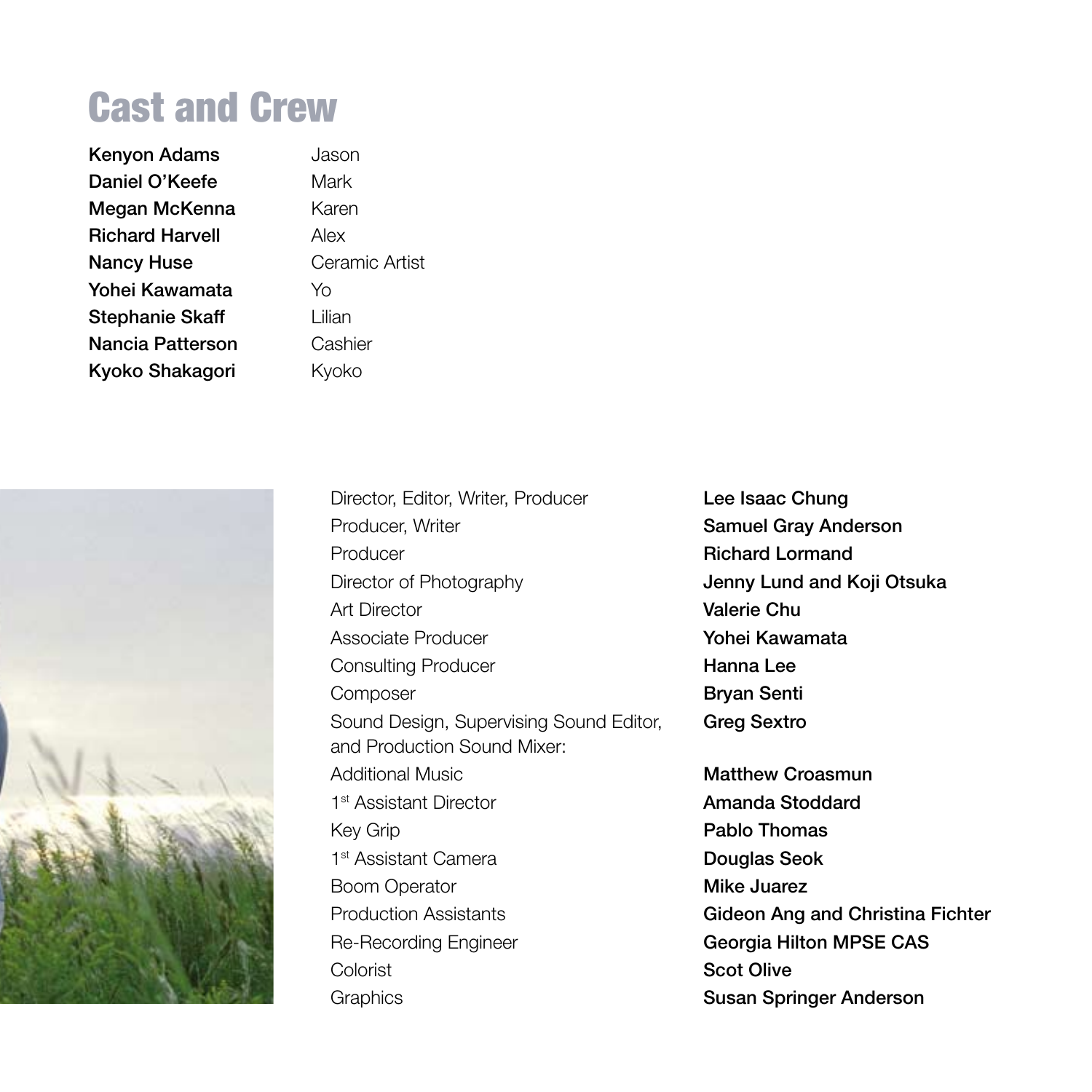# Cast and Crew

| | |
|---|---|
| **Kenyon Adams** | Jason |
| **Daniel O'Keefe** | Mark |
| **Megan McKenna** | Karen |
| **Richard Harvell** | Alex |
| **Nancy Huse** | Ceramic Artist |
| **Yohei Kawamata** | Yo |
| **Stephanie Skaff** | Lilian |
| **Nancia Patterson** | Cashier |
| **Kyoko Shakagori** | Kyoko |

| | |
|---|---|
| Director, Editor, Writer, Producer | **Lee Isaac Chung** |
| Producer, Writer | **Samuel Gray Anderson** |
| Producer | **Richard Lormand** |
| Director of Photography | **Jenny Lund and Koji Otsuka** |
| Art Director | **Valerie Chu** |
| Associate Producer | **Yohei Kawamata** |
| Consulting Producer | **Hanna Lee** |
| Composer | **Bryan Senti** |
| Sound Design, Supervising Sound Editor, and Production Sound Mixer: | **Greg Sextro** |
| Additional Music | **Matthew Croasmun** |
| 1st Assistant Director | **Amanda Stoddard** |
| Key Grip | **Pablo Thomas** |
| 1st Assistant Camera | **Douglas Seok** |
| Boom Operator | **Mike Juarez** |
| Production Assistants | **Gideon Ang and Christina Fichter** |
| Re-Recording Engineer | **Georgia Hilton MPSE CAS** |
| Colorist | **Scot Olive** |
| Graphics | **Susan Springer Anderson** |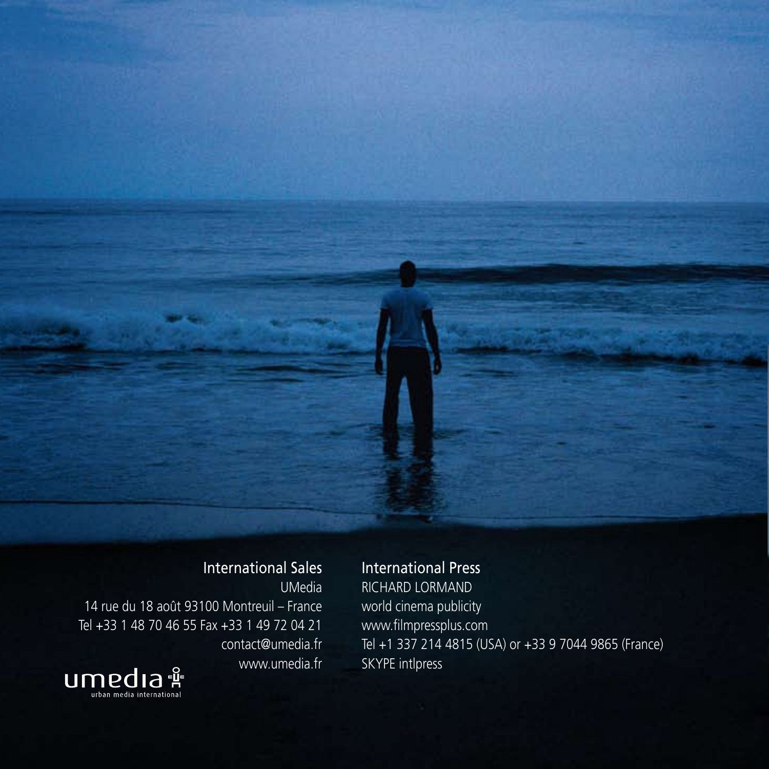## International Sales

UMedia
14 rue du 18 août 93100 Montreuil – France
Tel +33 1 48 70 46 55 Fax +33 1 49 72 04 21
contact@umedia.fr
www.umedia.fr

umedia
urban media international

## International Press

RICHARD LORMAND
world cinema publicity
www.filmpressplus.com
Tel +1 337 214 4815 (USA) or +33 9 7044 9865 (France)
SKYPE intlpress